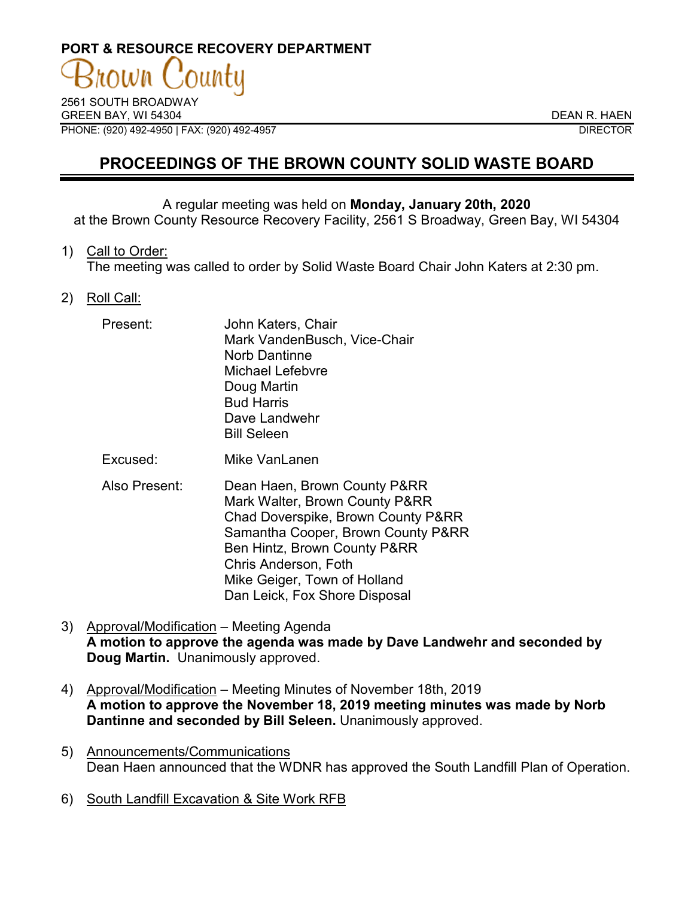**PORT & RESOURCE RECOVERY DEPARTMENT**

Brown County

2561 SOUTH BROADWAY
GREEN BAY, WI 54304
PHONE: (920) 492-4950 | FAX: (920) 492-4957

DEAN R. HAEN
DIRECTOR

# PROCEEDINGS OF THE BROWN COUNTY SOLID WASTE BOARD

A regular meeting was held on **Monday, January 20th, 2020**
at the Brown County Resource Recovery Facility, 2561 S Broadway, Green Bay, WI 54304

1) Call to Order:
The meeting was called to order by Solid Waste Board Chair John Katers at 2:30 pm.

2) Roll Call:

| | |
|---|---|
| Present: | John Katers, Chair<br>Mark VandenBusch, Vice-Chair<br>Norb Dantinne<br>Michael Lefebvre<br>Doug Martin<br>Bud Harris<br>Dave Landwehr<br>Bill Seleen |
| Excused: | Mike VanLanen |
| Also Present: | Dean Haen, Brown County P&RR<br>Mark Walter, Brown County P&RR<br>Chad Doverspike, Brown County P&RR<br>Samantha Cooper, Brown County P&RR<br>Ben Hintz, Brown County P&RR<br>Chris Anderson, Foth<br>Mike Geiger, Town of Holland<br>Dan Leick, Fox Shore Disposal |

3) Approval/Modification – Meeting Agenda
**A motion to approve the agenda was made by Dave Landwehr and seconded by Doug Martin.** Unanimously approved.

4) Approval/Modification – Meeting Minutes of November 18th, 2019
**A motion to approve the November 18, 2019 meeting minutes was made by Norb Dantinne and seconded by Bill Seleen.** Unanimously approved.

5) Announcements/Communications
Dean Haen announced that the WDNR has approved the South Landfill Plan of Operation.

6) South Landfill Excavation & Site Work RFB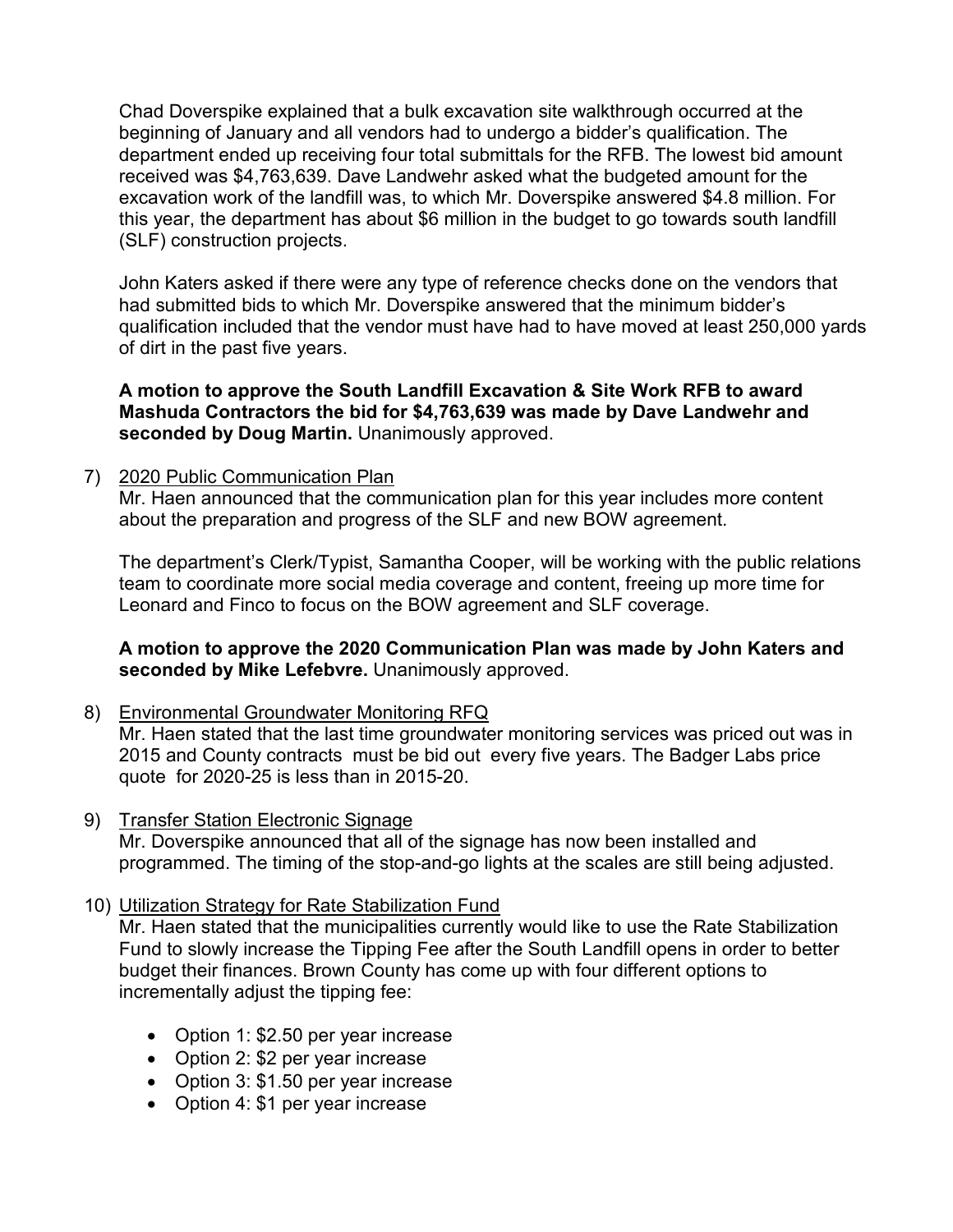Chad Doverspike explained that a bulk excavation site walkthrough occurred at the beginning of January and all vendors had to undergo a bidder's qualification. The department ended up receiving four total submittals for the RFB. The lowest bid amount received was $4,763,639. Dave Landwehr asked what the budgeted amount for the excavation work of the landfill was, to which Mr. Doverspike answered $4.8 million. For this year, the department has about $6 million in the budget to go towards south landfill (SLF) construction projects.

John Katers asked if there were any type of reference checks done on the vendors that had submitted bids to which Mr. Doverspike answered that the minimum bidder's qualification included that the vendor must have had to have moved at least 250,000 yards of dirt in the past five years.

**A motion to approve the South Landfill Excavation & Site Work RFB to award Mashuda Contractors the bid for $4,763,639 was made by Dave Landwehr and seconded by Doug Martin.** Unanimously approved.

7) <u>2020 Public Communication Plan</u>
Mr. Haen announced that the communication plan for this year includes more content about the preparation and progress of the SLF and new BOW agreement.

The department's Clerk/Typist, Samantha Cooper, will be working with the public relations team to coordinate more social media coverage and content, freeing up more time for Leonard and Finco to focus on the BOW agreement and SLF coverage.

**A motion to approve the 2020 Communication Plan was made by John Katers and seconded by Mike Lefebvre.** Unanimously approved.

8) <u>Environmental Groundwater Monitoring RFQ</u>
Mr. Haen stated that the last time groundwater monitoring services was priced out was in 2015 and County contracts must be bid out every five years. The Badger Labs price quote for 2020-25 is less than in 2015-20.

9) <u>Transfer Station Electronic Signage</u>
Mr. Doverspike announced that all of the signage has now been installed and programmed. The timing of the stop-and-go lights at the scales are still being adjusted.

10) <u>Utilization Strategy for Rate Stabilization Fund</u>
Mr. Haen stated that the municipalities currently would like to use the Rate Stabilization Fund to slowly increase the Tipping Fee after the South Landfill opens in order to better budget their finances. Brown County has come up with four different options to incrementally adjust the tipping fee:

- Option 1: $2.50 per year increase
- Option 2: $2 per year increase
- Option 3: $1.50 per year increase
- Option 4: $1 per year increase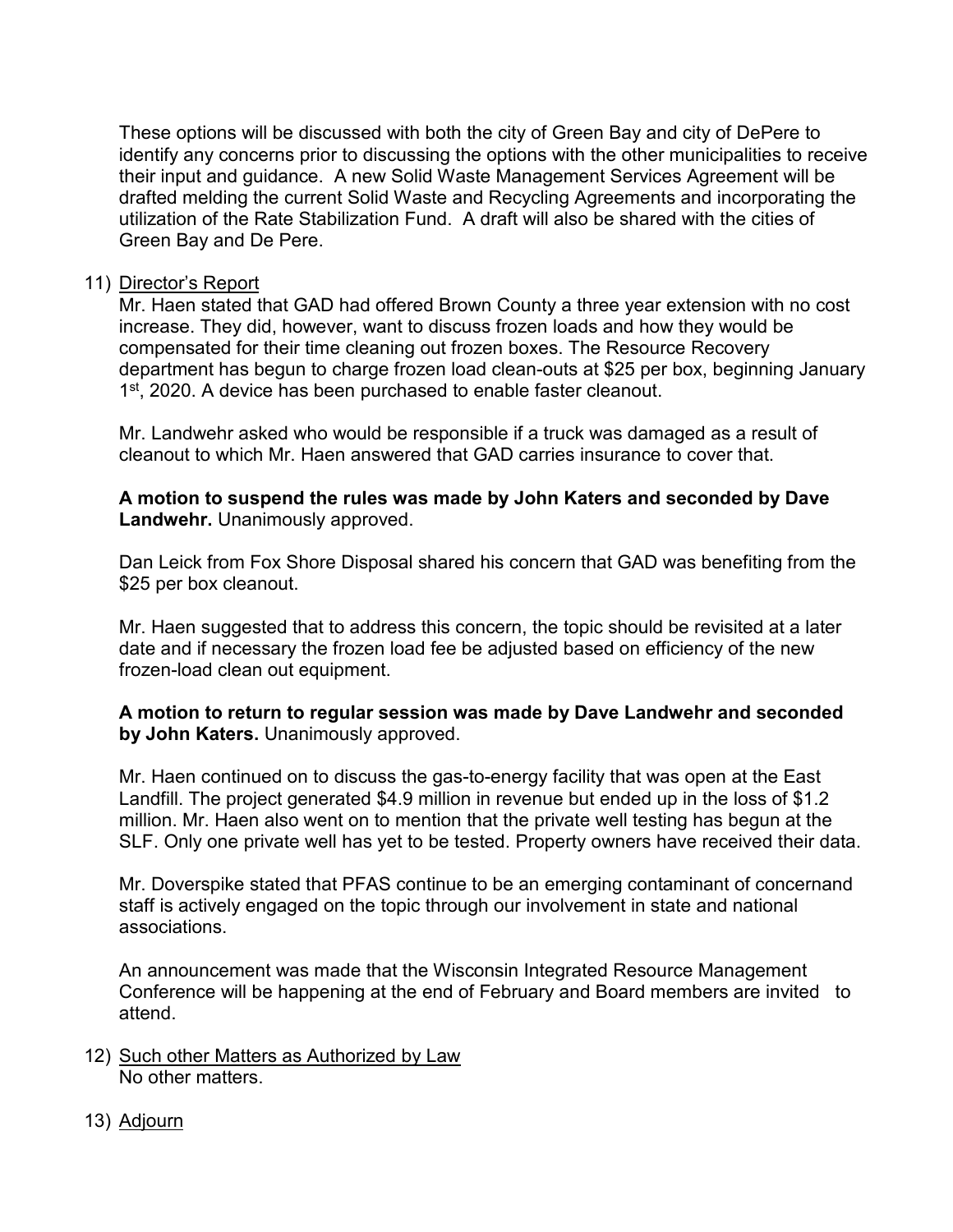These options will be discussed with both the city of Green Bay and city of DePere to identify any concerns prior to discussing the options with the other municipalities to receive their input and guidance. A new Solid Waste Management Services Agreement will be drafted melding the current Solid Waste and Recycling Agreements and incorporating the utilization of the Rate Stabilization Fund. A draft will also be shared with the cities of Green Bay and De Pere.

11) Director's Report

Mr. Haen stated that GAD had offered Brown County a three year extension with no cost increase. They did, however, want to discuss frozen loads and how they would be compensated for their time cleaning out frozen boxes. The Resource Recovery department has begun to charge frozen load clean-outs at $25 per box, beginning January 1st, 2020. A device has been purchased to enable faster cleanout.

Mr. Landwehr asked who would be responsible if a truck was damaged as a result of cleanout to which Mr. Haen answered that GAD carries insurance to cover that.

**A motion to suspend the rules was made by John Katers and seconded by Dave Landwehr.** Unanimously approved.

Dan Leick from Fox Shore Disposal shared his concern that GAD was benefiting from the $25 per box cleanout.

Mr. Haen suggested that to address this concern, the topic should be revisited at a later date and if necessary the frozen load fee be adjusted based on efficiency of the new frozen-load clean out equipment.

**A motion to return to regular session was made by Dave Landwehr and seconded by John Katers.** Unanimously approved.

Mr. Haen continued on to discuss the gas-to-energy facility that was open at the East Landfill. The project generated $4.9 million in revenue but ended up in the loss of $1.2 million. Mr. Haen also went on to mention that the private well testing has begun at the SLF. Only one private well has yet to be tested. Property owners have received their data.

Mr. Doverspike stated that PFAS continue to be an emerging contaminant of concernand staff is actively engaged on the topic through our involvement in state and national associations.

An announcement was made that the Wisconsin Integrated Resource Management Conference will be happening at the end of February and Board members are invited to attend.

12) Such other Matters as Authorized by Law

No other matters.

13) Adjourn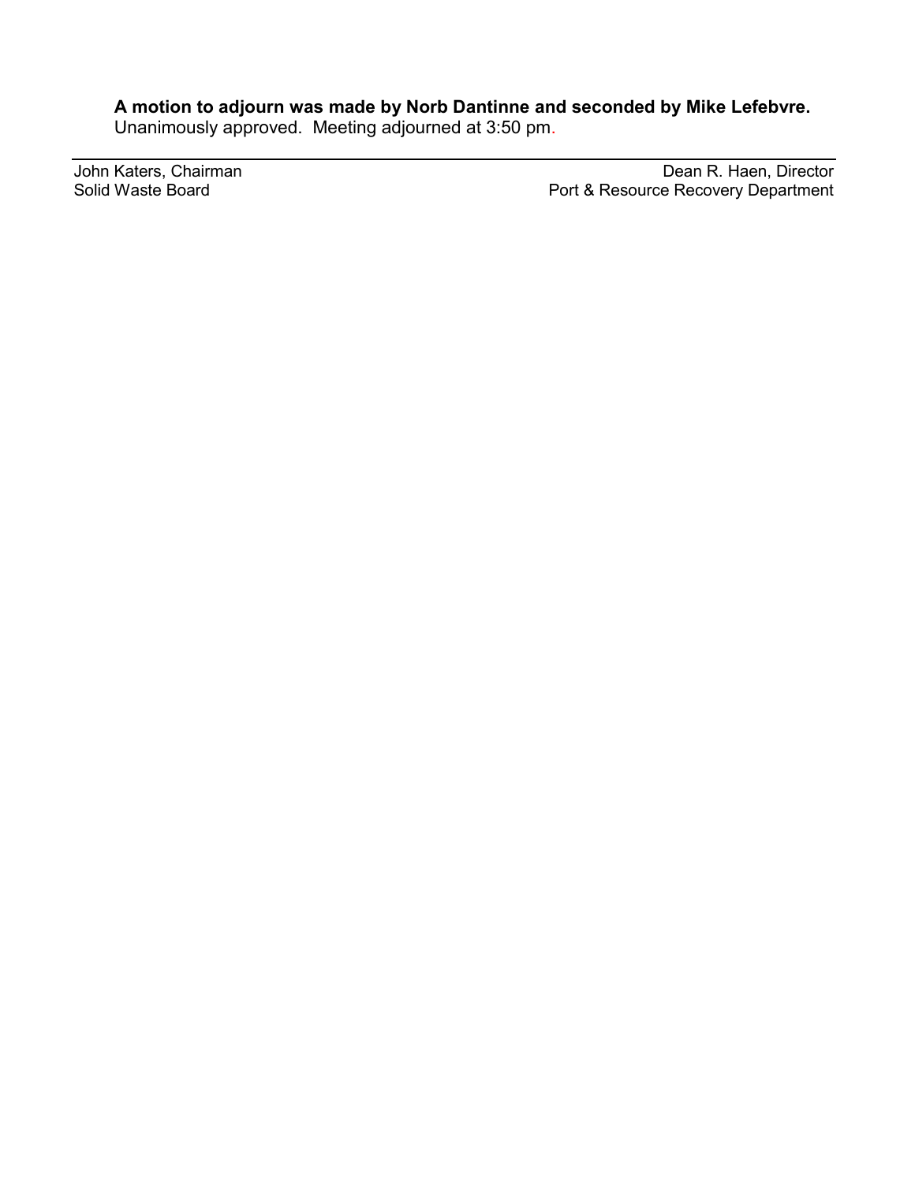**A motion to adjourn was made by Norb Dantinne and seconded by Mike Lefebvre.**
Unanimously approved. Meeting adjourned at 3:50 pm.

---

John Katers, Chairman
Solid Waste Board

Dean R. Haen, Director
Port & Resource Recovery Department